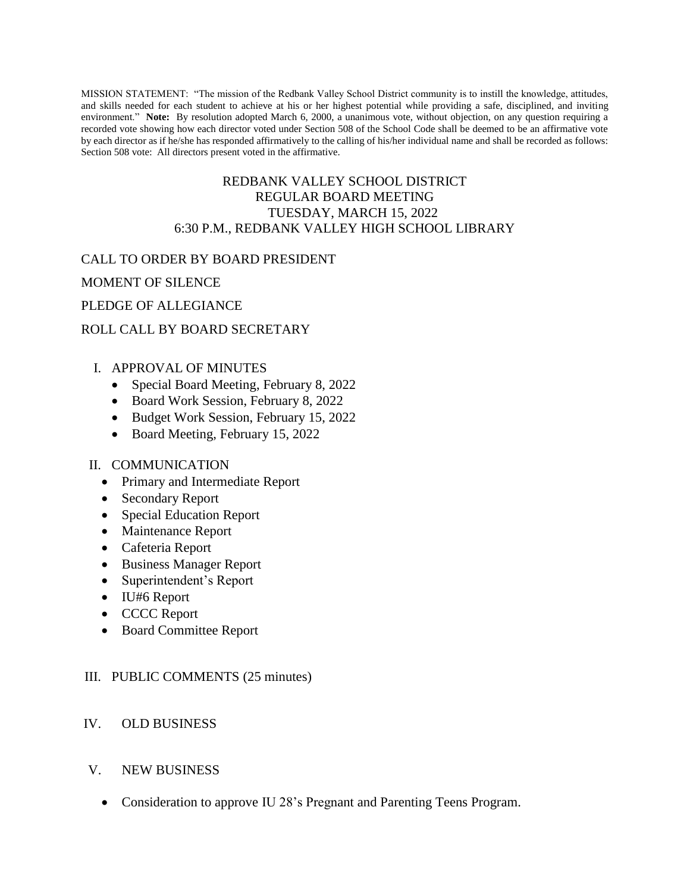MISSION STATEMENT: "The mission of the Redbank Valley School District community is to instill the knowledge, attitudes, and skills needed for each student to achieve at his or her highest potential while providing a safe, disciplined, and inviting environment." **Note:** By resolution adopted March 6, 2000, a unanimous vote, without objection, on any question requiring a recorded vote showing how each director voted under Section 508 of the School Code shall be deemed to be an affirmative vote by each director as if he/she has responded affirmatively to the calling of his/her individual name and shall be recorded as follows: Section 508 vote: All directors present voted in the affirmative.

# REDBANK VALLEY SCHOOL DISTRICT
## REGULAR BOARD MEETING
## TUESDAY, MARCH 15, 2022
## 6:30 P.M., REDBANK VALLEY HIGH SCHOOL LIBRARY

CALL TO ORDER BY BOARD PRESIDENT

MOMENT OF SILENCE

PLEDGE OF ALLEGIANCE

ROLL CALL BY BOARD SECRETARY

I. APPROVAL OF MINUTES
- Special Board Meeting, February 8, 2022
- Board Work Session, February 8, 2022
- Budget Work Session, February 15, 2022
- Board Meeting, February 15, 2022

II. COMMUNICATION
- Primary and Intermediate Report
- Secondary Report
- Special Education Report
- Maintenance Report
- Cafeteria Report
- Business Manager Report
- Superintendent's Report
- IU#6 Report
- CCCC Report
- Board Committee Report

III. PUBLIC COMMENTS (25 minutes)

IV. OLD BUSINESS

V. NEW BUSINESS

- Consideration to approve IU 28's Pregnant and Parenting Teens Program.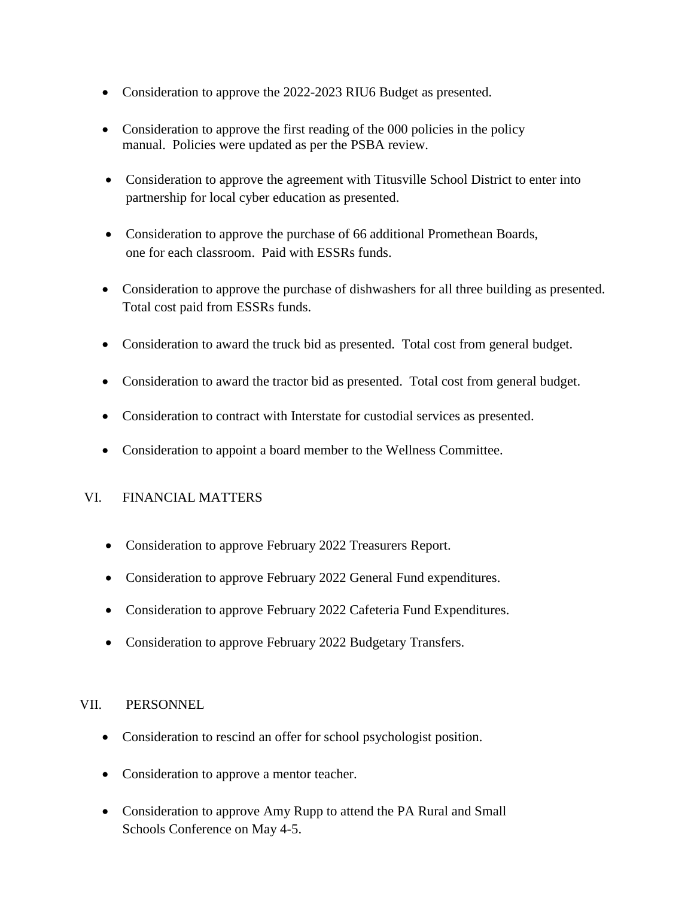- Consideration to approve the 2022-2023 RIU6 Budget as presented.
- Consideration to approve the first reading of the 000 policies in the policy manual. Policies were updated as per the PSBA review.
- Consideration to approve the agreement with Titusville School District to enter into partnership for local cyber education as presented.
- Consideration to approve the purchase of 66 additional Promethean Boards, one for each classroom. Paid with ESSRs funds.
- Consideration to approve the purchase of dishwashers for all three building as presented. Total cost paid from ESSRs funds.
- Consideration to award the truck bid as presented. Total cost from general budget.
- Consideration to award the tractor bid as presented. Total cost from general budget.
- Consideration to contract with Interstate for custodial services as presented.
- Consideration to appoint a board member to the Wellness Committee.

## VI. FINANCIAL MATTERS

- Consideration to approve February 2022 Treasurers Report.
- Consideration to approve February 2022 General Fund expenditures.
- Consideration to approve February 2022 Cafeteria Fund Expenditures.
- Consideration to approve February 2022 Budgetary Transfers.

## VII. PERSONNEL

- Consideration to rescind an offer for school psychologist position.
- Consideration to approve a mentor teacher.
- Consideration to approve Amy Rupp to attend the PA Rural and Small Schools Conference on May 4-5.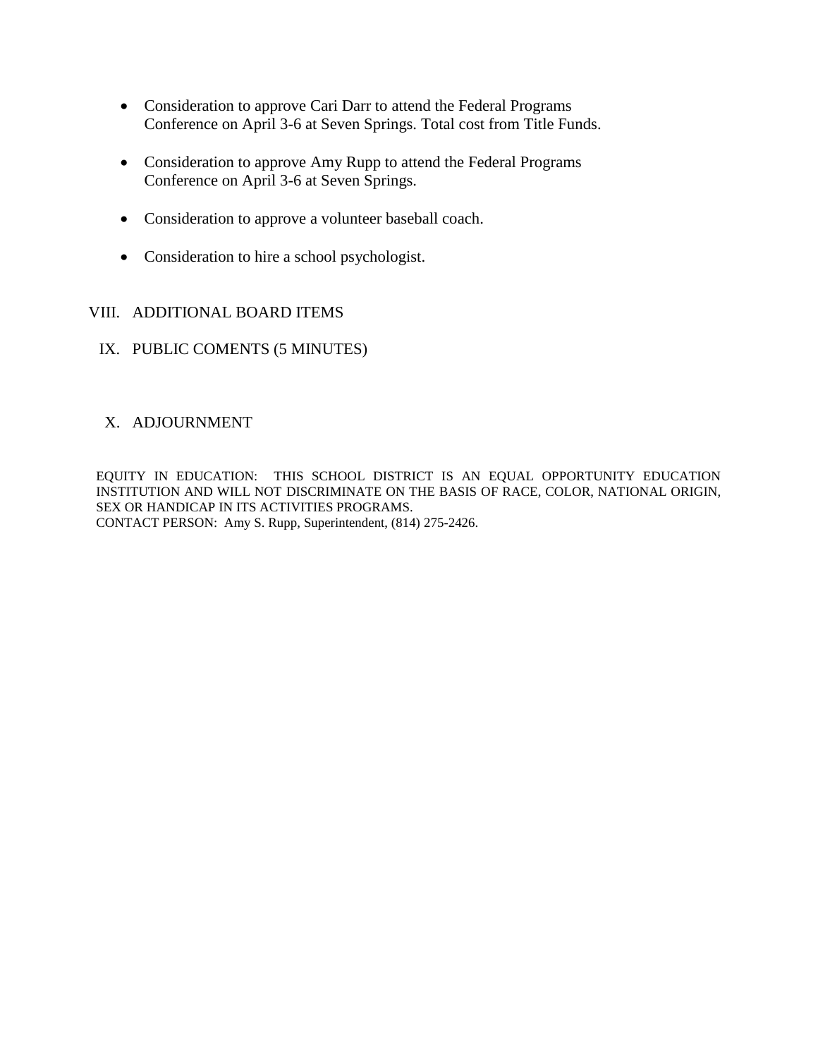- Consideration to approve Cari Darr to attend the Federal Programs Conference on April 3-6 at Seven Springs. Total cost from Title Funds.

- Consideration to approve Amy Rupp to attend the Federal Programs Conference on April 3-6 at Seven Springs.

- Consideration to approve a volunteer baseball coach.

- Consideration to hire a school psychologist.

VIII. ADDITIONAL BOARD ITEMS

IX. PUBLIC COMENTS (5 MINUTES)

X. ADJOURNMENT

EQUITY IN EDUCATION: THIS SCHOOL DISTRICT IS AN EQUAL OPPORTUNITY EDUCATION INSTITUTION AND WILL NOT DISCRIMINATE ON THE BASIS OF RACE, COLOR, NATIONAL ORIGIN, SEX OR HANDICAP IN ITS ACTIVITIES PROGRAMS.
CONTACT PERSON: Amy S. Rupp, Superintendent, (814) 275-2426.